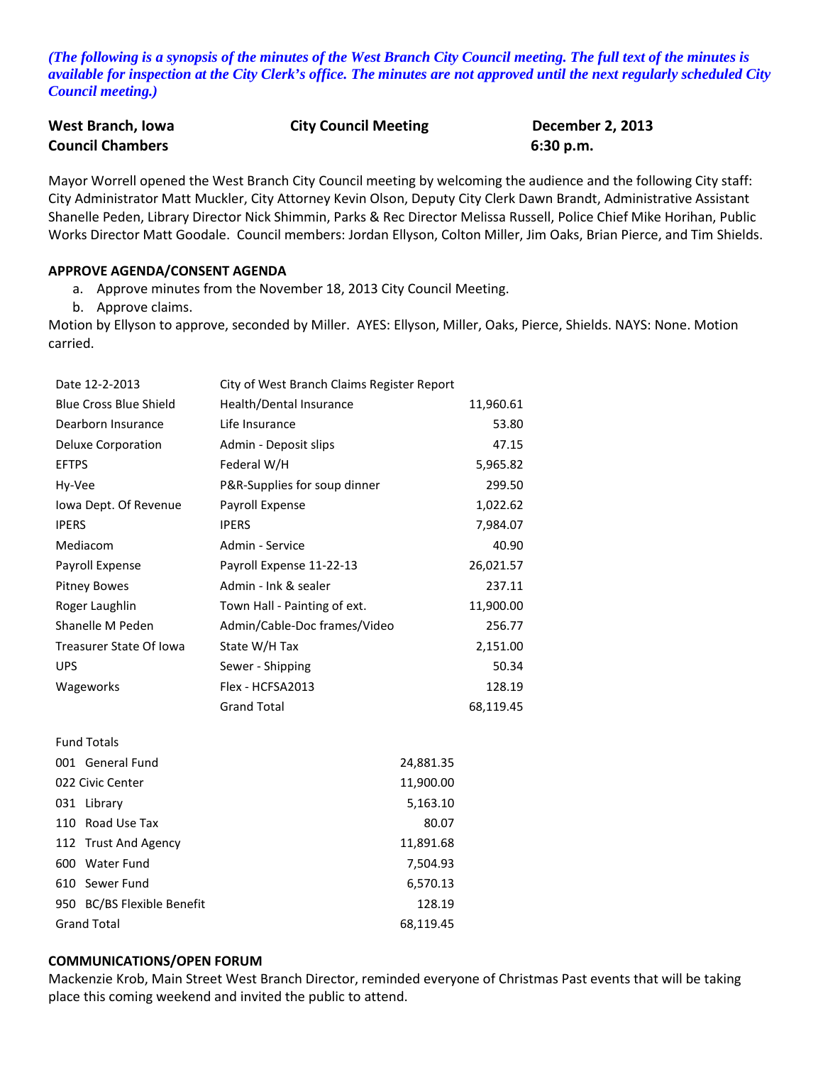*(The following is a synopsis of the minutes of the West Branch City Council meeting. The full text of the minutes is available for inspection at the City Clerk's office. The minutes are not approved until the next regularly scheduled City Council meeting.)*

**West Branch, Iowa** | **City Council Meeting** | **December 2, 2013**
**Council Chambers** | | **6:30 p.m.**

Mayor Worrell opened the West Branch City Council meeting by welcoming the audience and the following City staff: City Administrator Matt Muckler, City Attorney Kevin Olson, Deputy City Clerk Dawn Brandt, Administrative Assistant Shanelle Peden, Library Director Nick Shimmin, Parks & Rec Director Melissa Russell, Police Chief Mike Horihan, Public Works Director Matt Goodale. Council members: Jordan Ellyson, Colton Miller, Jim Oaks, Brian Pierce, and Tim Shields.

**APPROVE AGENDA/CONSENT AGENDA**

a. Approve minutes from the November 18, 2013 City Council Meeting.
b. Approve claims.

Motion by Ellyson to approve, seconded by Miller. AYES: Ellyson, Miller, Oaks, Pierce, Shields. NAYS: None. Motion carried.

| Date 12-2-2013 | City of West Branch Claims Register Report | |
|---|---|---|
| Blue Cross Blue Shield | Health/Dental Insurance | 11,960.61 |
| Dearborn Insurance | Life Insurance | 53.80 |
| Deluxe Corporation | Admin - Deposit slips | 47.15 |
| EFTPS | Federal W/H | 5,965.82 |
| Hy-Vee | P&R-Supplies for soup dinner | 299.50 |
| Iowa Dept. Of Revenue | Payroll Expense | 1,022.62 |
| IPERS | IPERS | 7,984.07 |
| Mediacom | Admin - Service | 40.90 |
| Payroll Expense | Payroll Expense 11-22-13 | 26,021.57 |
| Pitney Bowes | Admin - Ink & sealer | 237.11 |
| Roger Laughlin | Town Hall - Painting of ext. | 11,900.00 |
| Shanelle M Peden | Admin/Cable-Doc frames/Video | 256.77 |
| Treasurer State Of Iowa | State W/H Tax | 2,151.00 |
| UPS | Sewer - Shipping | 50.34 |
| Wageworks | Flex - HCFSA2013 | 128.19 |
| | Grand Total | 68,119.45 |

| Fund Totals | |
|---|---|
| 001 General Fund | 24,881.35 |
| 022 Civic Center | 11,900.00 |
| 031 Library | 5,163.10 |
| 110 Road Use Tax | 80.07 |
| 112 Trust And Agency | 11,891.68 |
| 600 Water Fund | 7,504.93 |
| 610 Sewer Fund | 6,570.13 |
| 950 BC/BS Flexible Benefit | 128.19 |
| Grand Total | 68,119.45 |

**COMMUNICATIONS/OPEN FORUM**

Mackenzie Krob, Main Street West Branch Director, reminded everyone of Christmas Past events that will be taking place this coming weekend and invited the public to attend.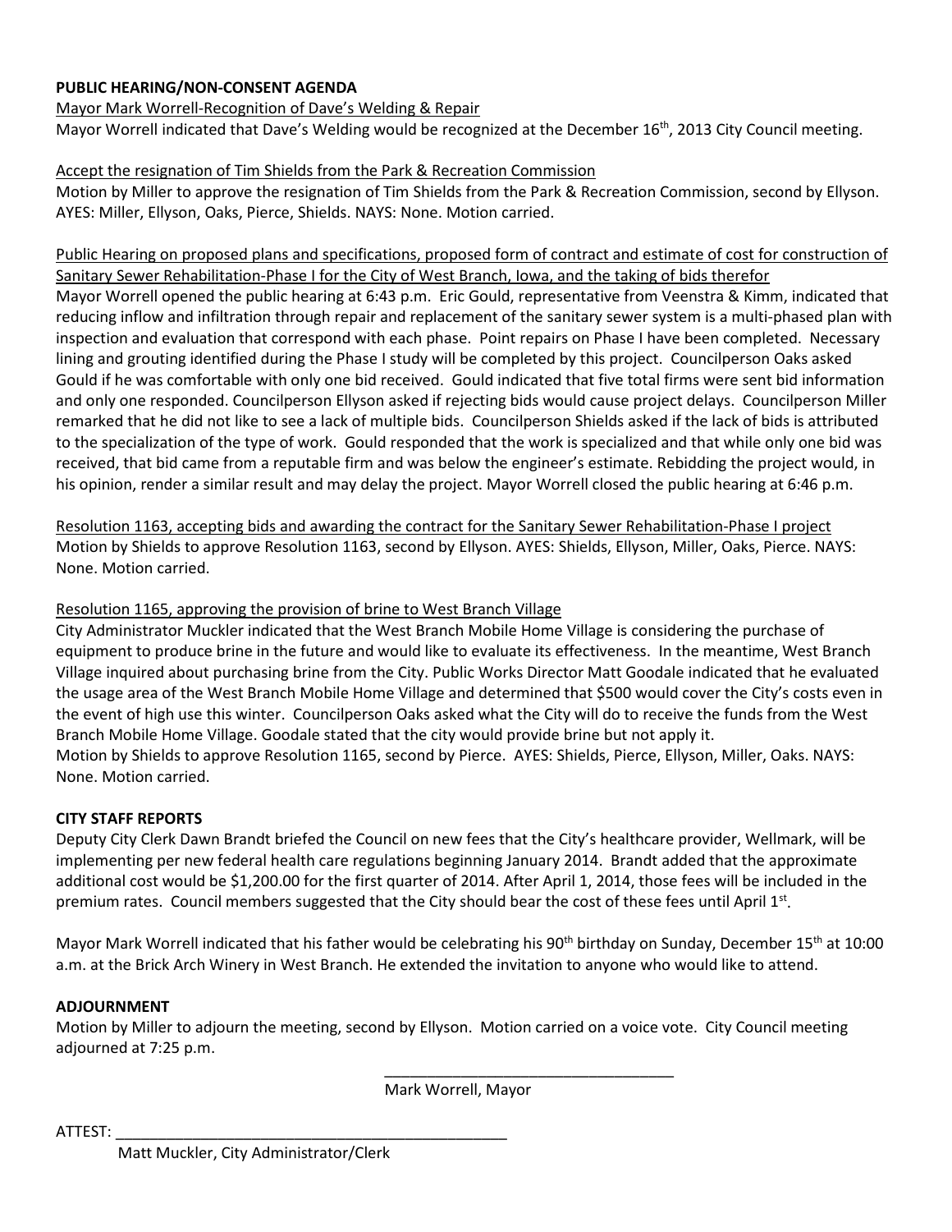**PUBLIC HEARING/NON-CONSENT AGENDA**

Mayor Mark Worrell-Recognition of Dave's Welding & Repair

Mayor Worrell indicated that Dave's Welding would be recognized at the December 16th, 2013 City Council meeting.

Accept the resignation of Tim Shields from the Park & Recreation Commission

Motion by Miller to approve the resignation of Tim Shields from the Park & Recreation Commission, second by Ellyson. AYES: Miller, Ellyson, Oaks, Pierce, Shields. NAYS: None. Motion carried.

Public Hearing on proposed plans and specifications, proposed form of contract and estimate of cost for construction of Sanitary Sewer Rehabilitation-Phase I for the City of West Branch, Iowa, and the taking of bids therefor

Mayor Worrell opened the public hearing at 6:43 p.m. Eric Gould, representative from Veenstra & Kimm, indicated that reducing inflow and infiltration through repair and replacement of the sanitary sewer system is a multi-phased plan with inspection and evaluation that correspond with each phase. Point repairs on Phase I have been completed. Necessary lining and grouting identified during the Phase I study will be completed by this project. Councilperson Oaks asked Gould if he was comfortable with only one bid received. Gould indicated that five total firms were sent bid information and only one responded. Councilperson Ellyson asked if rejecting bids would cause project delays. Councilperson Miller remarked that he did not like to see a lack of multiple bids. Councilperson Shields asked if the lack of bids is attributed to the specialization of the type of work. Gould responded that the work is specialized and that while only one bid was received, that bid came from a reputable firm and was below the engineer's estimate. Rebidding the project would, in his opinion, render a similar result and may delay the project. Mayor Worrell closed the public hearing at 6:46 p.m.

Resolution 1163, accepting bids and awarding the contract for the Sanitary Sewer Rehabilitation-Phase I project

Motion by Shields to approve Resolution 1163, second by Ellyson. AYES: Shields, Ellyson, Miller, Oaks, Pierce. NAYS: None. Motion carried.

Resolution 1165, approving the provision of brine to West Branch Village

City Administrator Muckler indicated that the West Branch Mobile Home Village is considering the purchase of equipment to produce brine in the future and would like to evaluate its effectiveness. In the meantime, West Branch Village inquired about purchasing brine from the City. Public Works Director Matt Goodale indicated that he evaluated the usage area of the West Branch Mobile Home Village and determined that $500 would cover the City's costs even in the event of high use this winter. Councilperson Oaks asked what the City will do to receive the funds from the West Branch Mobile Home Village. Goodale stated that the city would provide brine but not apply it.

Motion by Shields to approve Resolution 1165, second by Pierce. AYES: Shields, Pierce, Ellyson, Miller, Oaks. NAYS: None. Motion carried.

**CITY STAFF REPORTS**

Deputy City Clerk Dawn Brandt briefed the Council on new fees that the City's healthcare provider, Wellmark, will be implementing per new federal health care regulations beginning January 2014. Brandt added that the approximate additional cost would be $1,200.00 for the first quarter of 2014. After April 1, 2014, those fees will be included in the premium rates. Council members suggested that the City should bear the cost of these fees until April 1st.

Mayor Mark Worrell indicated that his father would be celebrating his 90th birthday on Sunday, December 15th at 10:00 a.m. at the Brick Arch Winery in West Branch. He extended the invitation to anyone who would like to attend.

**ADJOURNMENT**

Motion by Miller to adjourn the meeting, second by Ellyson. Motion carried on a voice vote. City Council meeting adjourned at 7:25 p.m.

\_\_\_\_\_\_\_\_\_\_\_\_\_\_\_\_\_\_\_\_\_\_\_\_\_\_\_\_\_\_\_\_\_\_\_\_

Mark Worrell, Mayor

ATTEST: \_\_\_\_\_\_\_\_\_\_\_\_\_\_\_\_\_\_\_\_\_\_\_\_\_\_\_\_\_\_\_\_\_\_\_\_\_\_\_\_\_\_\_\_\_\_

Matt Muckler, City Administrator/Clerk